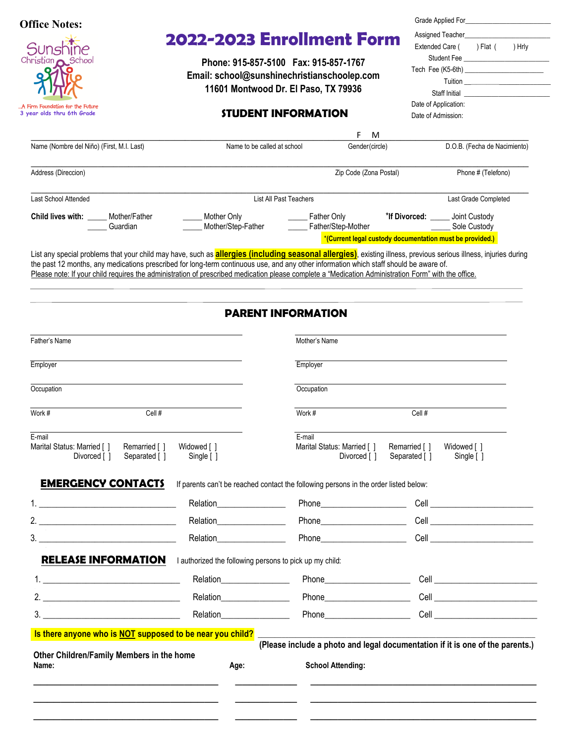**Office Notes:**

Sunshine Christian School

...A Firm Foundation for the Future
3 year olds thru 6th Grade

# 2022-2023 Enrollment Form

**Phone: 915-857-5100 Fax: 915-857-1767**
**Email: school@sunshinechristianschoolep.com**
**11601 Montwood Dr. El Paso, TX 79936**

Grade Applied For\_\_\_\_\_\_\_\_\_\_\_\_\_\_\_\_\_\_\_\_\_\_\_
Assigned Teacher\_\_\_\_\_\_\_\_\_\_\_\_\_\_\_\_\_\_\_\_\_\_\_
Extended Care ( ) Flat ( ) Hrly
Student Fee \_\_\_\_\_\_\_\_\_\_\_\_\_\_\_\_\_\_\_\_\_\_\_
Tech Fee (K5-6th) \_\_\_\_\_\_\_\_\_\_\_\_\_\_\_\_\_\_\_\_\_\_\_
Tuition \_\_\_\_\_\_\_\_\_\_\_\_\_\_\_\_\_\_\_\_\_\_\_
Staff Initial \_\_\_\_\_\_\_\_\_\_\_\_\_\_\_\_\_\_\_\_\_\_\_
Date of Application:
Date of Admission:

## STUDENT INFORMATION

Name (Nombre del Niño) (First, M.I. Last) \_\_\_\_\_\_\_\_ Name to be called at school \_\_\_\_\_\_\_\_ Gender(circle) F M \_\_\_\_\_\_\_\_ D.O.B. (Fecha de Nacimiento) \_\_\_\_\_\_\_\_

Address (Direccion) \_\_\_\_\_\_\_\_ Zip Code (Zona Postal) \_\_\_\_\_\_\_\_ Phone # (Telefono) \_\_\_\_\_\_\_\_

Last School Attended \_\_\_\_\_\_\_\_ List All Past Teachers \_\_\_\_\_\_\_\_ Last Grade Completed \_\_\_\_\_\_\_\_

**Child lives with:** \_\_\_\_\_ Mother/Father \_\_\_\_\_ Mother Only \_\_\_\_\_ Father Only **\*If Divorced:** \_\_\_\_\_ Joint Custody
\_\_\_\_\_ Guardian \_\_\_\_\_ Mother/Step-Father \_\_\_\_\_ Father/Step-Mother \_\_\_\_\_ Sole Custody

**\*(Current legal custody documentation must be provided.)**

List any special problems that your child may have, such as **allergies (including seasonal allergies)**, existing illness, previous serious illness, injuries during the past 12 months, any medications prescribed for long-term continuous use, and any other information which staff should be aware of.
Please note: If your child requires the administration of prescribed medication please complete a "Medication Administration Form" with the office.

\_\_\_\_\_\_\_\_\_\_\_\_\_\_\_\_\_\_\_\_\_\_\_\_\_\_\_\_\_\_\_\_\_\_\_\_\_\_\_\_\_\_\_\_\_\_\_\_\_\_\_\_\_\_\_\_\_\_\_\_\_\_\_\_\_\_\_\_\_\_\_\_\_\_\_\_\_\_

\_\_\_\_\_\_\_\_\_\_\_\_\_\_\_\_\_\_\_\_\_\_\_\_\_\_\_\_\_\_\_\_\_\_\_\_\_\_\_\_\_\_\_\_\_\_\_\_\_\_\_\_\_\_\_\_\_\_\_\_\_\_\_\_\_\_\_\_\_\_\_\_\_\_\_\_\_\_

## PARENT INFORMATION

| Father | Mother |
|---|---|
| Father's Name \_\_\_\_\_\_\_\_ | Mother's Name \_\_\_\_\_\_\_\_ |
| Employer \_\_\_\_\_\_\_\_ | Employer \_\_\_\_\_\_\_\_ |
| Occupation \_\_\_\_\_\_\_\_ | Occupation \_\_\_\_\_\_\_\_ |
| Work # \_\_\_\_ Cell # \_\_\_\_ | Work # \_\_\_\_ Cell # \_\_\_\_ |
| E-mail \_\_\_\_\_\_\_\_ | E-mail \_\_\_\_\_\_\_\_ |
| Marital Status: Married [ ] Remarried [ ] Widowed [ ] Divorced [ ] Separated [ ] Single [ ] | Marital Status: Married [ ] Remarried [ ] Widowed [ ] Divorced [ ] Separated [ ] Single [ ] |

## EMERGENCY CONTACTS

If parents can't be reached contact the following persons in the order listed below:

1. \_\_\_\_\_\_\_\_\_\_\_\_\_\_\_\_ Relation\_\_\_\_\_\_\_\_ Phone\_\_\_\_\_\_\_\_ Cell \_\_\_\_\_\_\_\_
2. \_\_\_\_\_\_\_\_\_\_\_\_\_\_\_\_ Relation\_\_\_\_\_\_\_\_ Phone\_\_\_\_\_\_\_\_ Cell \_\_\_\_\_\_\_\_
3. \_\_\_\_\_\_\_\_\_\_\_\_\_\_\_\_ Relation\_\_\_\_\_\_\_\_ Phone\_\_\_\_\_\_\_\_ Cell \_\_\_\_\_\_\_\_

## RELEASE INFORMATION

I authorized the following persons to pick up my child:

1. \_\_\_\_\_\_\_\_\_\_\_\_\_\_\_\_ Relation\_\_\_\_\_\_\_\_ Phone\_\_\_\_\_\_\_\_ Cell \_\_\_\_\_\_\_\_
2. \_\_\_\_\_\_\_\_\_\_\_\_\_\_\_\_ Relation\_\_\_\_\_\_\_\_ Phone\_\_\_\_\_\_\_\_ Cell \_\_\_\_\_\_\_\_
3. \_\_\_\_\_\_\_\_\_\_\_\_\_\_\_\_ Relation\_\_\_\_\_\_\_\_ Phone\_\_\_\_\_\_\_\_ Cell \_\_\_\_\_\_\_\_

**Is there anyone who is NOT supposed to be near you child?** \_\_\_\_\_\_\_\_\_\_\_\_\_\_\_\_\_\_\_\_\_\_\_\_
**(Please include a photo and legal documentation if it is one of the parents.)**

**Other Children/Family Members in the home**

| Name: | Age: | School Attending: |
|---|---|---|
| | | |
| | | |
| | | |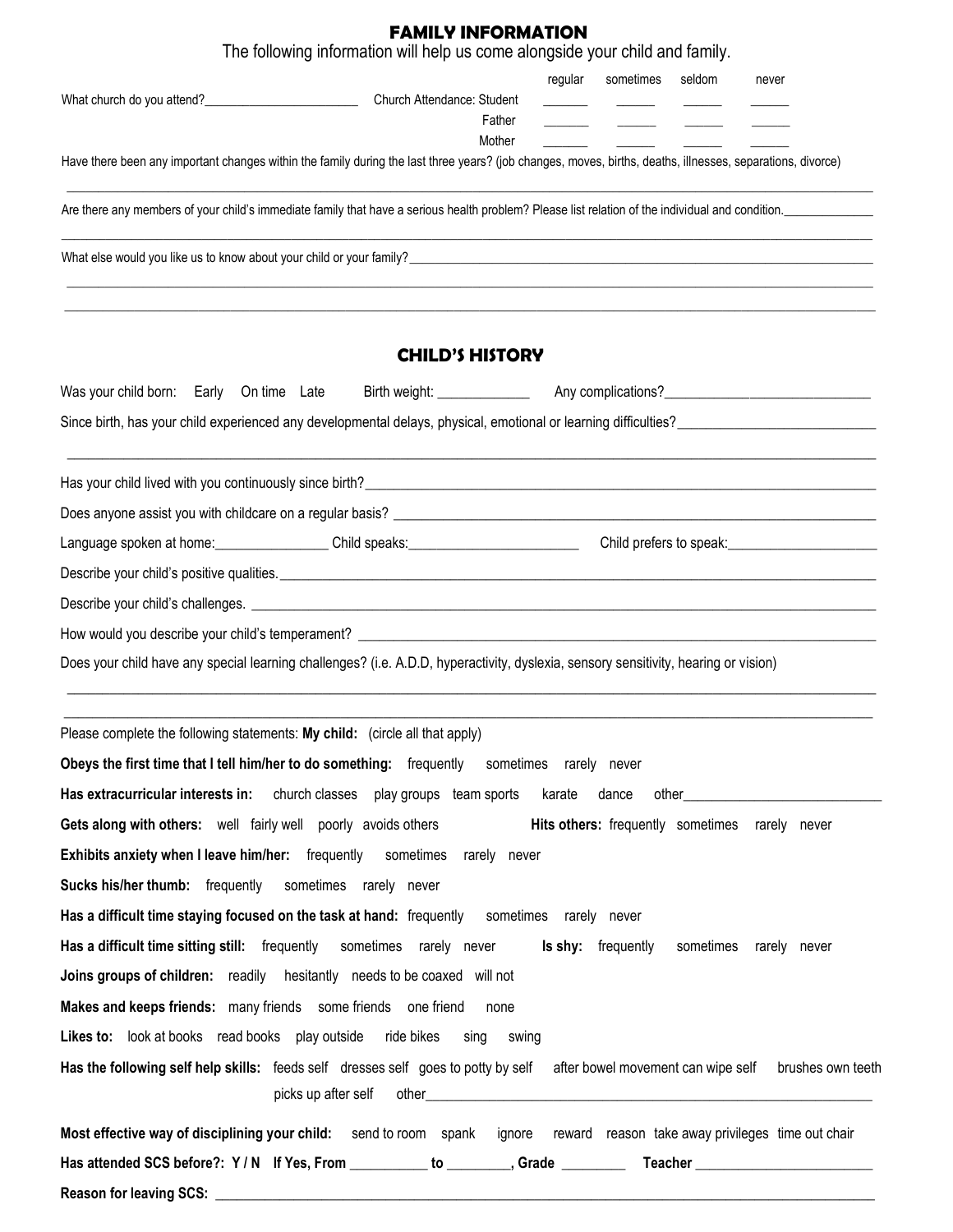## FAMILY INFORMATION

The following information will help us come alongside your child and family.

What church do you attend?_______________________

| Church Attendance: | regular | sometimes | seldom | never |
|---|---|---|---|---|
| Student | _______ | ______ | ______ | ______ |
| Father | _______ | ______ | ______ | ______ |
| Mother | _______ | ______ | ______ | ______ |

Have there been any important changes within the family during the last three years? (job changes, moves, births, deaths, illnesses, separations, divorce)

_______________________________________________________________________________________________

Are there any members of your child's immediate family that have a serious health problem? Please list relation of the individual and condition.______________

_______________________________________________________________________________________________

What else would you like us to know about your child or your family?______________________________________________

_______________________________________________________________________________________________

_______________________________________________________________________________________________

## CHILD'S HISTORY

Was your child born: Early On time Late Birth weight: _____________ Any complications?_____________________________

Since birth, has your child experienced any developmental delays, physical, emotional or learning difficulties?___________________________

_______________________________________________________________________________________________

Has your child lived with you continuously since birth?____________________________________________________________

Does anyone assist you with childcare on a regular basis? _________________________________________________________

Language spoken at home:________________ Child speaks:________________________ Child prefers to speak:_____________________

Describe your child's positive qualities.____________________________________________________________________

Describe your child's challenges. _________________________________________________________________________

How would you describe your child's temperament? ____________________________________________________________

Does your child have any special learning challenges? (i.e. A.D.D, hyperactivity, dyslexia, sensory sensitivity, hearing or vision)

_______________________________________________________________________________________________

_______________________________________________________________________________________________

Please complete the following statements: **My child:** (circle all that apply)

**Obeys the first time that I tell him/her to do something:** frequently sometimes rarely never

**Has extracurricular interests in:** church classes play groups team sports karate dance other____________________________

**Gets along with others:** well fairly well poorly avoids others **Hits others:** frequently sometimes rarely never

**Exhibits anxiety when I leave him/her:** frequently sometimes rarely never

**Sucks his/her thumb:** frequently sometimes rarely never

**Has a difficult time staying focused on the task at hand:** frequently sometimes rarely never

**Has a difficult time sitting still:** frequently sometimes rarely never **Is shy:** frequently sometimes rarely never

**Joins groups of children:** readily hesitantly needs to be coaxed will not

**Makes and keeps friends:** many friends some friends one friend none

**Likes to:** look at books read books play outside ride bikes sing swing

**Has the following self help skills:** feeds self dresses self goes to potty by self after bowel movement can wipe self brushes own teeth picks up after self other_______________________________________________________________

**Most effective way of disciplining your child:** send to room spank ignore reward reason take away privileges time out chair

**Has attended SCS before?: Y / N If Yes, From** ___________ **to** _________**, Grade** _________ **Teacher** _________________________

**Reason for leaving SCS:** ____________________________________________________________________________________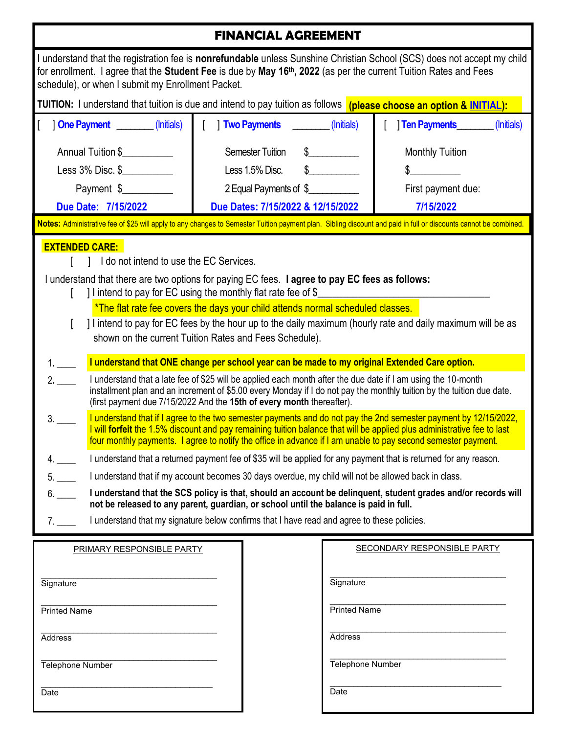# FINANCIAL AGREEMENT

I understand that the registration fee is **nonrefundable** unless Sunshine Christian School (SCS) does not accept my child for enrollment. I agree that the **Student Fee** is due by **May 16th, 2022** (as per the current Tuition Rates and Fees schedule), or when I submit my Enrollment Packet.

**TUITION:** I understand that tuition is due and intend to pay tuition as follows **(please choose an option & INITIAL):**

| [ ] **One Payment** ________ (Initials) | [ ] **Two Payments** ________ (Initials) | [ ] **Ten Payments** ________ (Initials) |
|---|---|---|
| Annual Tuition $__________ | Semester Tuition $__________ | Monthly Tuition |
| Less 3% Disc. $__________ | Less 1.5% Disc. $__________ | $__________ |
| Payment $__________ | 2 Equal Payments of $__________ | First payment due: |
| **Due Date: 7/15/2022** | **Due Dates: 7/15/2022 & 12/15/2022** | **7/15/2022** |

**Notes:** Administrative fee of $25 will apply to any changes to Semester Tuition payment plan. Sibling discount and paid in full or discounts cannot be combined.

**EXTENDED CARE:**

[ ] I do not intend to use the EC Services.

I understand that there are two options for paying EC fees. **I agree to pay EC fees as follows:**

[ ] I intend to pay for EC using the monthly flat rate fee of $__________________________________

*The flat rate fee covers the days your child attends normal scheduled classes.

[ ] I intend to pay for EC fees by the hour up to the daily maximum (hourly rate and daily maximum will be as shown on the current Tuition Rates and Fees Schedule).

1. ____ **I understand that ONE change per school year can be made to my original Extended Care option.**
2. ____ I understand that a late fee of $25 will be applied each month after the due date if I am using the 10-month installment plan and an increment of $5.00 every Monday if I do not pay the monthly tuition by the tuition due date. (first payment due 7/15/2022 And the **15th of every month** thereafter).
3. ____ I understand that if I agree to the two semester payments and do not pay the 2nd semester payment by 12/15/2022, I will **forfeit** the 1.5% discount and pay remaining tuition balance that will be applied plus administrative fee to last four monthly payments. I agree to notify the office in advance if I am unable to pay second semester payment.
4. ____ I understand that a returned payment fee of $35 will be applied for any payment that is returned for any reason.
5. ____ I understand that if my account becomes 30 days overdue, my child will not be allowed back in class.
6. ____ **I understand that the SCS policy is that, should an account be delinquent, student grades and/or records will not be released to any parent, guardian, or school until the balance is paid in full.**
7. ____ I understand that my signature below confirms that I have read and agree to these policies.

**PRIMARY RESPONSIBLE PARTY**

___________________________________
Signature

___________________________________
Printed Name

___________________________________
Address

___________________________________
Telephone Number

___________________________________
Date

**SECONDARY RESPONSIBLE PARTY**

___________________________________
Signature

___________________________________
Printed Name

___________________________________
Address

___________________________________
Telephone Number

___________________________________
Date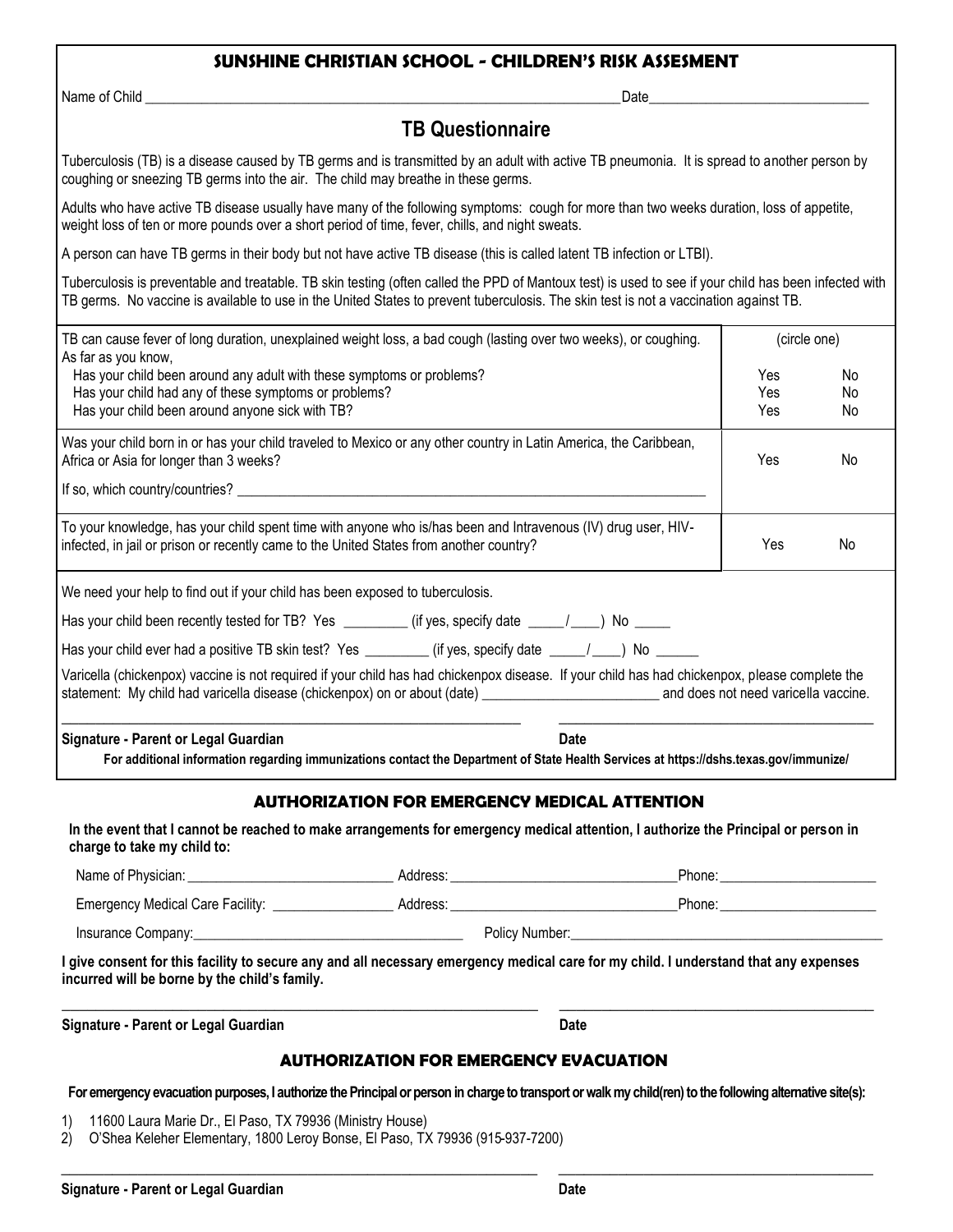## SUNSHINE CHRISTIAN SCHOOL - CHILDREN'S RISK ASSESMENT

Name of Child \_\_\_\_\_\_\_\_\_\_\_\_\_\_\_\_\_\_\_\_\_\_\_\_\_\_\_\_\_\_\_\_\_\_\_\_\_\_\_\_\_\_\_\_\_\_\_\_\_\_\_\_\_\_\_\_\_\_\_\_\_\_\_\_ Date\_\_\_\_\_\_\_\_\_\_\_\_\_\_\_\_\_\_\_\_\_\_\_\_\_\_\_\_\_\_

## TB Questionnaire

Tuberculosis (TB) is a disease caused by TB germs and is transmitted by an adult with active TB pneumonia. It is spread to another person by coughing or sneezing TB germs into the air. The child may breathe in these germs.

Adults who have active TB disease usually have many of the following symptoms: cough for more than two weeks duration, loss of appetite, weight loss of ten or more pounds over a short period of time, fever, chills, and night sweats.

A person can have TB germs in their body but not have active TB disease (this is called latent TB infection or LTBI).

Tuberculosis is preventable and treatable. TB skin testing (often called the PPD of Mantoux test) is used to see if your child has been infected with TB germs. No vaccine is available to use in the United States to prevent tuberculosis. The skin test is not a vaccination against TB.

| | (circle one) | |
|---|---|---|
| TB can cause fever of long duration, unexplained weight loss, a bad cough (lasting over two weeks), or coughing. As far as you know, | | |
| Has your child been around any adult with these symptoms or problems? | Yes | No |
| Has your child had any of these symptoms or problems? | Yes | No |
| Has your child been around anyone sick with TB? | Yes | No |
| Was your child born in or has your child traveled to Mexico or any other country in Latin America, the Caribbean, Africa or Asia for longer than 3 weeks?<br>If so, which country/countries? \_\_\_\_\_\_\_\_\_\_\_\_\_\_\_\_\_\_\_\_\_\_\_\_\_\_\_\_\_\_\_\_\_\_ | Yes | No |
| To your knowledge, has your child spent time with anyone who is/has been and Intravenous (IV) drug user, HIV-infected, in jail or prison or recently came to the United States from another country? | Yes | No |

We need your help to find out if your child has been exposed to tuberculosis.

Has your child been recently tested for TB? Yes \_\_\_\_\_\_\_\_\_ (if yes, specify date \_\_\_\_\_/\_\_\_\_) No \_\_\_\_\_

Has your child ever had a positive TB skin test? Yes \_\_\_\_\_\_\_\_\_ (if yes, specify date \_\_\_\_\_/\_\_\_\_) No \_\_\_\_\_\_

Varicella (chickenpox) vaccine is not required if your child has had chickenpox disease. If your child has had chickenpox, please complete the statement: My child had varicella disease (chickenpox) on or about (date) \_\_\_\_\_\_\_\_\_\_\_\_\_\_\_\_\_\_\_\_\_\_\_\_\_ and does not need varicella vaccine.

\_\_\_\_\_\_\_\_\_\_\_\_\_\_\_\_\_\_\_\_\_\_\_\_\_\_\_\_\_\_\_\_\_\_\_\_\_\_\_\_\_\_ \_\_\_\_\_\_\_\_\_\_\_\_\_\_\_\_\_\_\_\_\_\_\_\_\_\_\_\_\_\_

**Signature - Parent or Legal Guardian** **Date**

**For additional information regarding immunizations contact the Department of State Health Services at https://dshs.texas.gov/immunize/**

## AUTHORIZATION FOR EMERGENCY MEDICAL ATTENTION

**In the event that I cannot be reached to make arrangements for emergency medical attention, I authorize the Principal or person in charge to take my child to:**

Name of Physician: \_\_\_\_\_\_\_\_\_\_\_\_\_\_\_\_\_\_\_\_\_\_\_\_\_\_\_\_ Address: \_\_\_\_\_\_\_\_\_\_\_\_\_\_\_\_\_\_\_\_\_\_\_\_\_\_\_\_\_\_\_\_ Phone: \_\_\_\_\_\_\_\_\_\_\_\_\_\_\_\_\_\_\_\_\_\_

Emergency Medical Care Facility: \_\_\_\_\_\_\_\_\_\_\_\_\_\_\_\_\_ Address: \_\_\_\_\_\_\_\_\_\_\_\_\_\_\_\_\_\_\_\_\_\_\_\_\_\_\_\_\_\_\_\_ Phone: \_\_\_\_\_\_\_\_\_\_\_\_\_\_\_\_\_\_\_\_\_\_

Insurance Company: \_\_\_\_\_\_\_\_\_\_\_\_\_\_\_\_\_\_\_\_\_\_\_\_\_\_\_\_\_\_\_\_\_\_\_\_\_\_ Policy Number: \_\_\_\_\_\_\_\_\_\_\_\_\_\_\_\_\_\_\_\_\_\_\_\_\_\_\_\_\_\_\_\_\_\_\_\_\_\_\_\_\_\_\_\_

**I give consent for this facility to secure any and all necessary emergency medical care for my child. I understand that any expenses incurred will be borne by the child's family.**

\_\_\_\_\_\_\_\_\_\_\_\_\_\_\_\_\_\_\_\_\_\_\_\_\_\_\_\_\_\_\_\_\_\_\_\_\_\_\_\_\_\_ \_\_\_\_\_\_\_\_\_\_\_\_\_\_\_\_\_\_\_\_\_\_\_\_\_\_\_\_\_\_

**Signature - Parent or Legal Guardian** **Date**

## AUTHORIZATION FOR EMERGENCY EVACUATION

**For emergency evacuation purposes, I authorize the Principal or person in charge to transport or walk my child(ren) to the following alternative site(s):**

1) 11600 Laura Marie Dr., El Paso, TX 79936 (Ministry House)
2) O'Shea Keleher Elementary, 1800 Leroy Bonse, El Paso, TX 79936 (915-937-7200)

\_\_\_\_\_\_\_\_\_\_\_\_\_\_\_\_\_\_\_\_\_\_\_\_\_\_\_\_\_\_\_\_\_\_\_\_\_\_\_\_\_\_ \_\_\_\_\_\_\_\_\_\_\_\_\_\_\_\_\_\_\_\_\_\_\_\_\_\_\_\_\_\_

**Signature - Parent or Legal Guardian** **Date**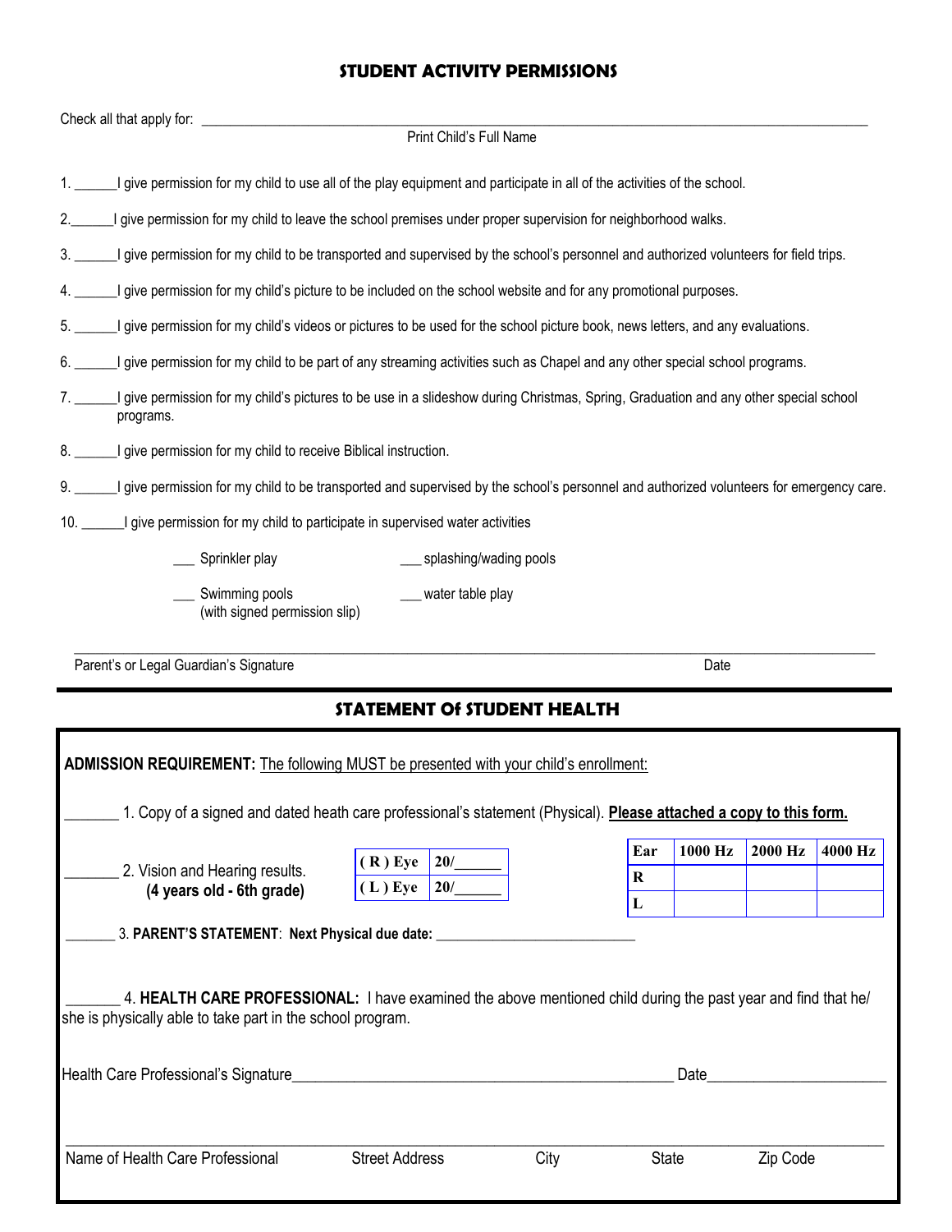## STUDENT ACTIVITY PERMISSIONS

Check all that apply for: ______________________________________________
Print Child's Full Name

1. ______I give permission for my child to use all of the play equipment and participate in all of the activities of the school.
2. ______I give permission for my child to leave the school premises under proper supervision for neighborhood walks.
3. ______I give permission for my child to be transported and supervised by the school's personnel and authorized volunteers for field trips.
4. ______I give permission for my child's picture to be included on the school website and for any promotional purposes.
5. ______I give permission for my child's videos or pictures to be used for the school picture book, news letters, and any evaluations.
6. ______I give permission for my child to be part of any streaming activities such as Chapel and any other special school programs.
7. ______I give permission for my child's pictures to be use in a slideshow during Christmas, Spring, Graduation and any other special school programs.
8. ______I give permission for my child to receive Biblical instruction.
9. ______I give permission for my child to be transported and supervised by the school's personnel and authorized volunteers for emergency care.
10. ______I give permission for my child to participate in supervised water activities

___ Sprinkler play ___ splashing/wading pools

___ Swimming pools (with signed permission slip) ___ water table play

______________________________________________
Parent's or Legal Guardian's Signature Date

## STATEMENT Of STUDENT HEALTH

**ADMISSION REQUIREMENT:** The following MUST be presented with your child's enrollment:

_______ 1. Copy of a signed and dated heath care professional's statement (Physical). **Please attached a copy to this form.**

_______ 2. Vision and Hearing results.
**(4 years old - 6th grade)**

| | |
|---|---|
| **( R ) Eye** | **20/______** |
| **( L ) Eye** | **20/______** |

| **Ear** | **1000 Hz** | **2000 Hz** | **4000 Hz** |
|---|---|---|---|
| **R** | | | |
| **L** | | | |

_______ 3. **PARENT'S STATEMENT**: **Next Physical due date:** ___________________________

_______ 4. **HEALTH CARE PROFESSIONAL:** I have examined the above mentioned child during the past year and find that he/she is physically able to take part in the school program.

Health Care Professional's Signature_________________________________________ Date______________________

______________________________________________
Name of Health Care Professional Street Address City State Zip Code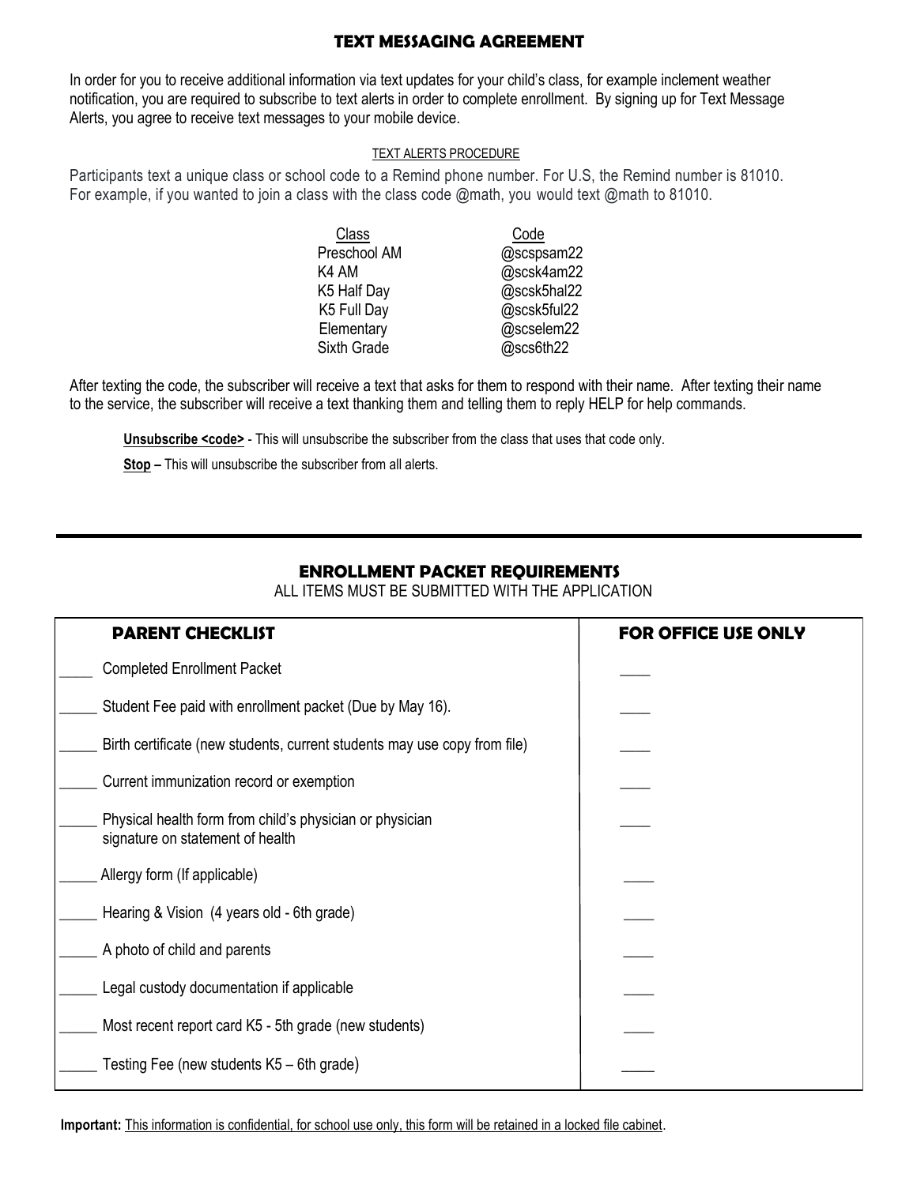## TEXT MESSAGING AGREEMENT

In order for you to receive additional information via text updates for your child's class, for example inclement weather notification, you are required to subscribe to text alerts in order to complete enrollment. By signing up for Text Message Alerts, you agree to receive text messages to your mobile device.

TEXT ALERTS PROCEDURE

Participants text a unique class or school code to a Remind phone number. For U.S, the Remind number is 81010. For example, if you wanted to join a class with the class code @math, you would text @math to 81010.

| Class | Code |
|---|---|
| Preschool AM | @scspsam22 |
| K4 AM | @scsk4am22 |
| K5 Half Day | @scsk5hal22 |
| K5 Full Day | @scsk5ful22 |
| Elementary | @scselem22 |
| Sixth Grade | @scs6th22 |

After texting the code, the subscriber will receive a text that asks for them to respond with their name. After texting their name to the service, the subscriber will receive a text thanking them and telling them to reply HELP for help commands.

**Unsubscribe <code>** - This will unsubscribe the subscriber from the class that uses that code only.

**Stop –** This will unsubscribe the subscriber from all alerts.

---

## ENROLLMENT PACKET REQUIREMENTS

ALL ITEMS MUST BE SUBMITTED WITH THE APPLICATION

| PARENT CHECKLIST | FOR OFFICE USE ONLY |
|---|---|
| ____ Completed Enrollment Packet | ____ |
| _____ Student Fee paid with enrollment packet (Due by May 16). | ____ |
| _____ Birth certificate (new students, current students may use copy from file) | ____ |
| _____ Current immunization record or exemption | ____ |
| _____ Physical health form from child's physician or physician signature on statement of health | ____ |
| _____ Allergy form (If applicable) | ____ |
| _____ Hearing & Vision (4 years old - 6th grade) | ____ |
| _____ A photo of child and parents | ____ |
| _____ Legal custody documentation if applicable | ____ |
| _____ Most recent report card K5 - 5th grade (new students) | ____ |
| _____ Testing Fee (new students K5 – 6th grade) | ____ |

**Important:** This information is confidential, for school use only, this form will be retained in a locked file cabinet.